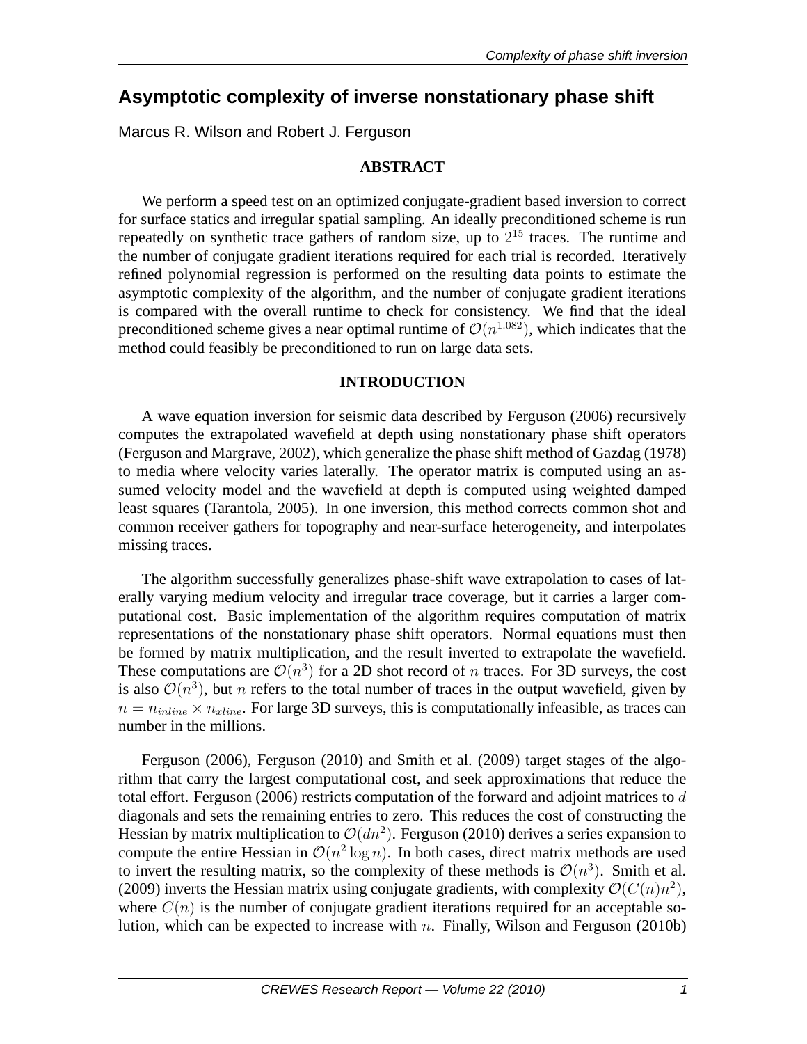# Asymptotic complexity of inverse nonstationary phase shift

Marcus R. Wilson and Robert J. Ferguson

## ABSTRACT

We perform a speed test on an optimized conjugate-gradient based inversion to correct for surface statics and irregular spatial sampling. An ideally preconditioned scheme is run repeatedly on synthetic trace gathers of random size, up to $2^{15}$ traces. The runtime and the number of conjugate gradient iterations required for each trial is recorded. Iteratively refined polynomial regression is performed on the resulting data points to estimate the asymptotic complexity of the algorithm, and the number of conjugate gradient iterations is compared with the overall runtime to check for consistency. We find that the ideal preconditioned scheme gives a near optimal runtime of $\mathcal{O}(n^{1.082})$, which indicates that the method could feasibly be preconditioned to run on large data sets.

## INTRODUCTION

A wave equation inversion for seismic data described by Ferguson (2006) recursively computes the extrapolated wavefield at depth using nonstationary phase shift operators (Ferguson and Margrave, 2002), which generalize the phase shift method of Gazdag (1978) to media where velocity varies laterally. The operator matrix is computed using an assumed velocity model and the wavefield at depth is computed using weighted damped least squares (Tarantola, 2005). In one inversion, this method corrects common shot and common receiver gathers for topography and near-surface heterogeneity, and interpolates missing traces.

The algorithm successfully generalizes phase-shift wave extrapolation to cases of laterally varying medium velocity and irregular trace coverage, but it carries a larger computational cost. Basic implementation of the algorithm requires computation of matrix representations of the nonstationary phase shift operators. Normal equations must then be formed by matrix multiplication, and the result inverted to extrapolate the wavefield. These computations are $\mathcal{O}(n^3)$ for a 2D shot record of $n$ traces. For 3D surveys, the cost is also $\mathcal{O}(n^3)$, but $n$ refers to the total number of traces in the output wavefield, given by $n = n_{inline} \times n_{xline}$. For large 3D surveys, this is computationally infeasible, as traces can number in the millions.

Ferguson (2006), Ferguson (2010) and Smith et al. (2009) target stages of the algorithm that carry the largest computational cost, and seek approximations that reduce the total effort. Ferguson (2006) restricts computation of the forward and adjoint matrices to $d$ diagonals and sets the remaining entries to zero. This reduces the cost of constructing the Hessian by matrix multiplication to $\mathcal{O}(dn^2)$. Ferguson (2010) derives a series expansion to compute the entire Hessian in $\mathcal{O}(n^2 \log n)$. In both cases, direct matrix methods are used to invert the resulting matrix, so the complexity of these methods is $\mathcal{O}(n^3)$. Smith et al. (2009) inverts the Hessian matrix using conjugate gradients, with complexity $\mathcal{O}(C(n)n^2)$, where $C(n)$ is the number of conjugate gradient iterations required for an acceptable solution, which can be expected to increase with $n$. Finally, Wilson and Ferguson (2010b)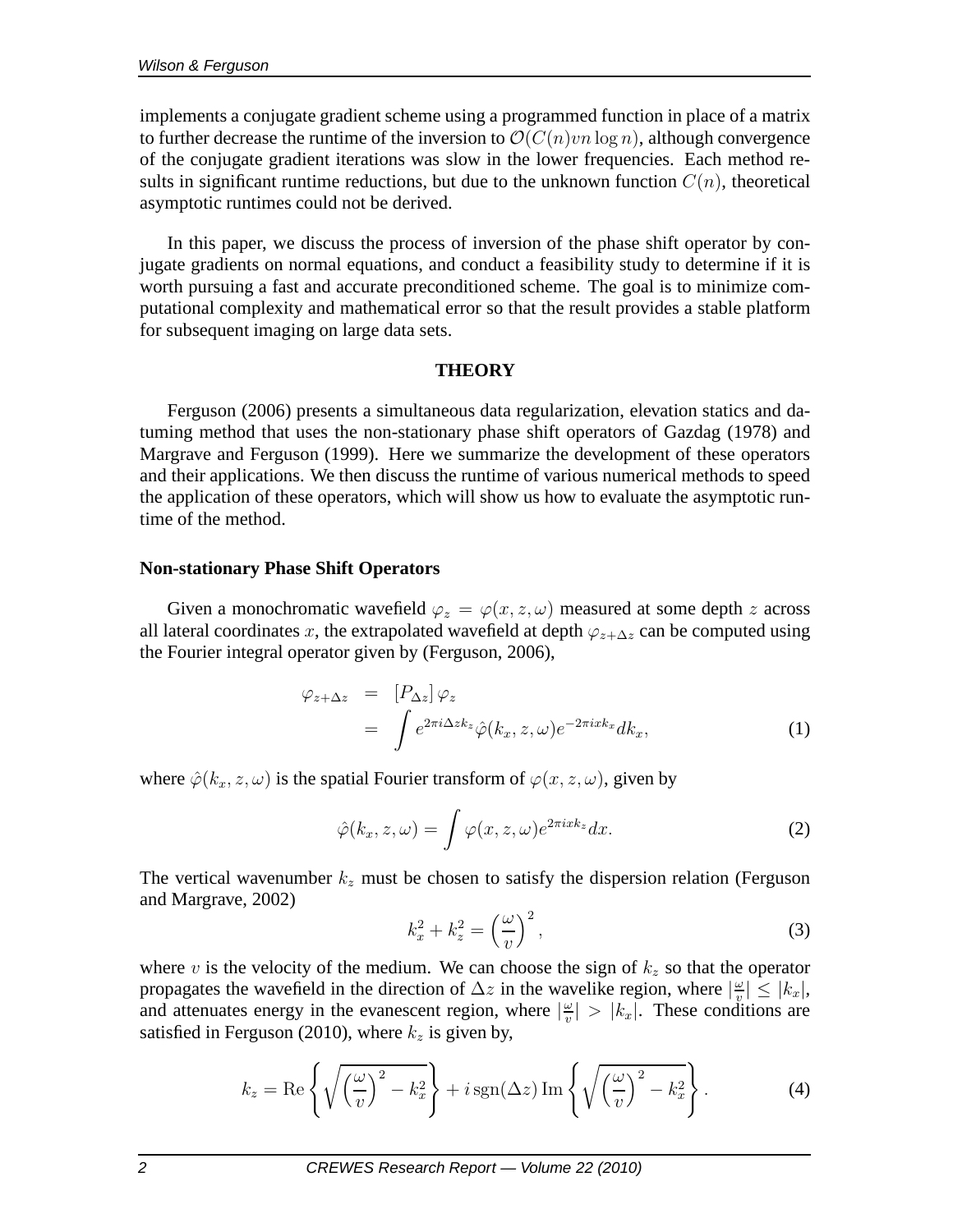implements a conjugate gradient scheme using a programmed function in place of a matrix to further decrease the runtime of the inversion to $\mathcal{O}(C(n)vn\log n)$, although convergence of the conjugate gradient iterations was slow in the lower frequencies. Each method results in significant runtime reductions, but due to the unknown function $C(n)$, theoretical asymptotic runtimes could not be derived.

In this paper, we discuss the process of inversion of the phase shift operator by conjugate gradients on normal equations, and conduct a feasibility study to determine if it is worth pursuing a fast and accurate preconditioned scheme. The goal is to minimize computational complexity and mathematical error so that the result provides a stable platform for subsequent imaging on large data sets.

## THEORY

Ferguson (2006) presents a simultaneous data regularization, elevation statics and datuming method that uses the non-stationary phase shift operators of Gazdag (1978) and Margrave and Ferguson (1999). Here we summarize the development of these operators and their applications. We then discuss the runtime of various numerical methods to speed the application of these operators, which will show us how to evaluate the asymptotic runtime of the method.

### Non-stationary Phase Shift Operators

Given a monochromatic wavefield $\varphi_z = \varphi(x, z, \omega)$ measured at some depth $z$ across all lateral coordinates $x$, the extrapolated wavefield at depth $\varphi_{z+\Delta z}$ can be computed using the Fourier integral operator given by (Ferguson, 2006),

$$
\begin{aligned}
\varphi_{z+\Delta z} &= [P_{\Delta z}]\,\varphi_z \\
&= \int e^{2\pi i \Delta z k_z} \hat{\varphi}(k_x, z, \omega) e^{-2\pi i x k_x} dk_x,
\end{aligned}
\tag{1}
$$

where $\hat{\varphi}(k_x, z, \omega)$ is the spatial Fourier transform of $\varphi(x, z, \omega)$, given by

$$
\hat{\varphi}(k_x, z, \omega) = \int \varphi(x, z, \omega) e^{2\pi i x k_z} dx. \tag{2}
$$

The vertical wavenumber $k_z$ must be chosen to satisfy the dispersion relation (Ferguson and Margrave, 2002)

$$
k_x^2 + k_z^2 = \left(\frac{\omega}{v}\right)^2, \tag{3}
$$

where $v$ is the velocity of the medium. We can choose the sign of $k_z$ so that the operator propagates the wavefield in the direction of $\Delta z$ in the wavelike region, where $|\frac{\omega}{v}| \leq |k_x|$, and attenuates energy in the evanescent region, where $|\frac{\omega}{v}| > |k_x|$. These conditions are satisfied in Ferguson (2010), where $k_z$ is given by,

$$
k_z = \mathrm{Re}\left\{\sqrt{\left(\frac{\omega}{v}\right)^2 - k_x^2}\right\} + i\,\mathrm{sgn}(\Delta z)\,\mathrm{Im}\left\{\sqrt{\left(\frac{\omega}{v}\right)^2 - k_x^2}\right\}. \tag{4}
$$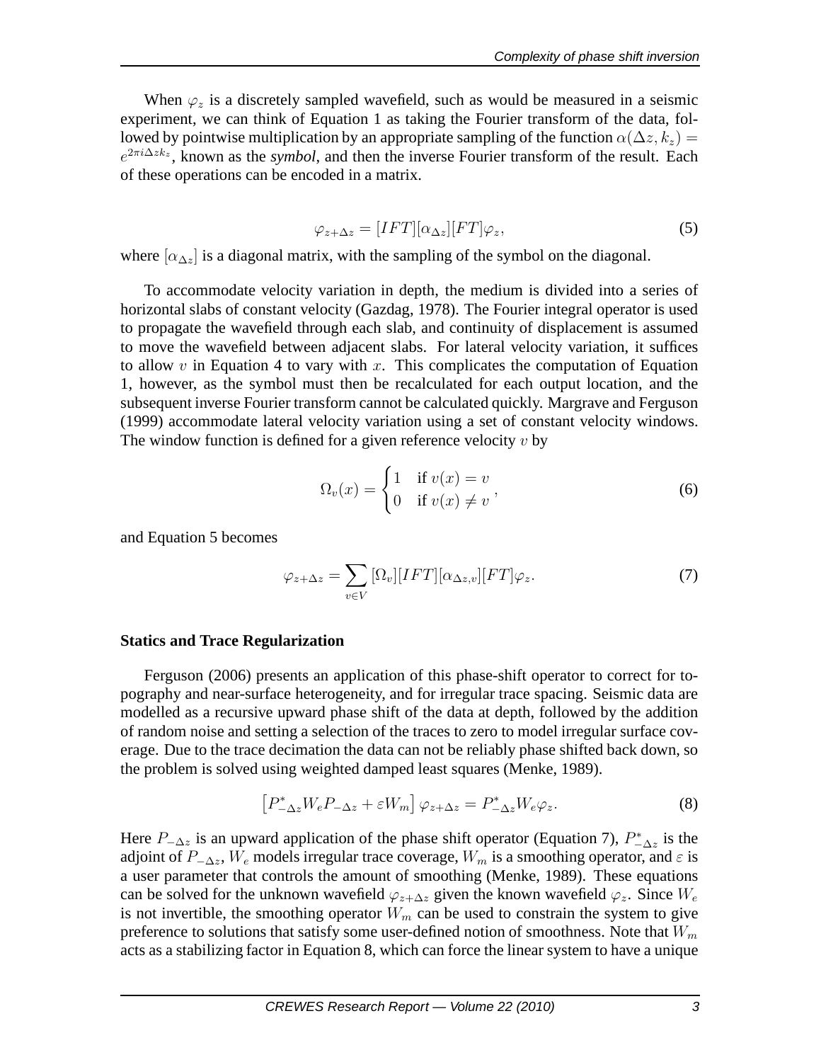When $\varphi_z$ is a discretely sampled wavefield, such as would be measured in a seismic experiment, we can think of Equation 1 as taking the Fourier transform of the data, followed by pointwise multiplication by an appropriate sampling of the function $\alpha(\Delta z, k_z) = e^{2\pi i \Delta z k_z}$, known as the ***symbol***, and then the inverse Fourier transform of the result. Each of these operations can be encoded in a matrix.

$$\varphi_{z+\Delta z} = [IFT][\alpha_{\Delta z}][FT]\varphi_z, \tag{5}$$

where $[\alpha_{\Delta z}]$ is a diagonal matrix, with the sampling of the symbol on the diagonal.

To accommodate velocity variation in depth, the medium is divided into a series of horizontal slabs of constant velocity (Gazdag, 1978). The Fourier integral operator is used to propagate the wavefield through each slab, and continuity of displacement is assumed to move the wavefield between adjacent slabs. For lateral velocity variation, it suffices to allow $v$ in Equation 4 to vary with $x$. This complicates the computation of Equation 1, however, as the symbol must then be recalculated for each output location, and the subsequent inverse Fourier transform cannot be calculated quickly. Margrave and Ferguson (1999) accommodate lateral velocity variation using a set of constant velocity windows. The window function is defined for a given reference velocity $v$ by

$$\Omega_v(x) = \begin{cases} 1 & \text{if } v(x) = v \\ 0 & \text{if } v(x) \neq v \end{cases}, \tag{6}$$

and Equation 5 becomes

$$\varphi_{z+\Delta z} = \sum_{v \in V} [\Omega_v][IFT][\alpha_{\Delta z, v}][FT]\varphi_z. \tag{7}$$

**Statics and Trace Regularization**

Ferguson (2006) presents an application of this phase-shift operator to correct for topography and near-surface heterogeneity, and for irregular trace spacing. Seismic data are modelled as a recursive upward phase shift of the data at depth, followed by the addition of random noise and setting a selection of the traces to zero to model irregular surface coverage. Due to the trace decimation the data can not be reliably phase shifted back down, so the problem is solved using weighted damped least squares (Menke, 1989).

$$\left[P^*_{-\Delta z} W_e P_{-\Delta z} + \varepsilon W_m\right] \varphi_{z+\Delta z} = P^*_{-\Delta z} W_e \varphi_z. \tag{8}$$

Here $P_{-\Delta z}$ is an upward application of the phase shift operator (Equation 7), $P^*_{-\Delta z}$ is the adjoint of $P_{-\Delta z}$, $W_e$ models irregular trace coverage, $W_m$ is a smoothing operator, and $\varepsilon$ is a user parameter that controls the amount of smoothing (Menke, 1989). These equations can be solved for the unknown wavefield $\varphi_{z+\Delta z}$ given the known wavefield $\varphi_z$. Since $W_e$ is not invertible, the smoothing operator $W_m$ can be used to constrain the system to give preference to solutions that satisfy some user-defined notion of smoothness. Note that $W_m$ acts as a stabilizing factor in Equation 8, which can force the linear system to have a unique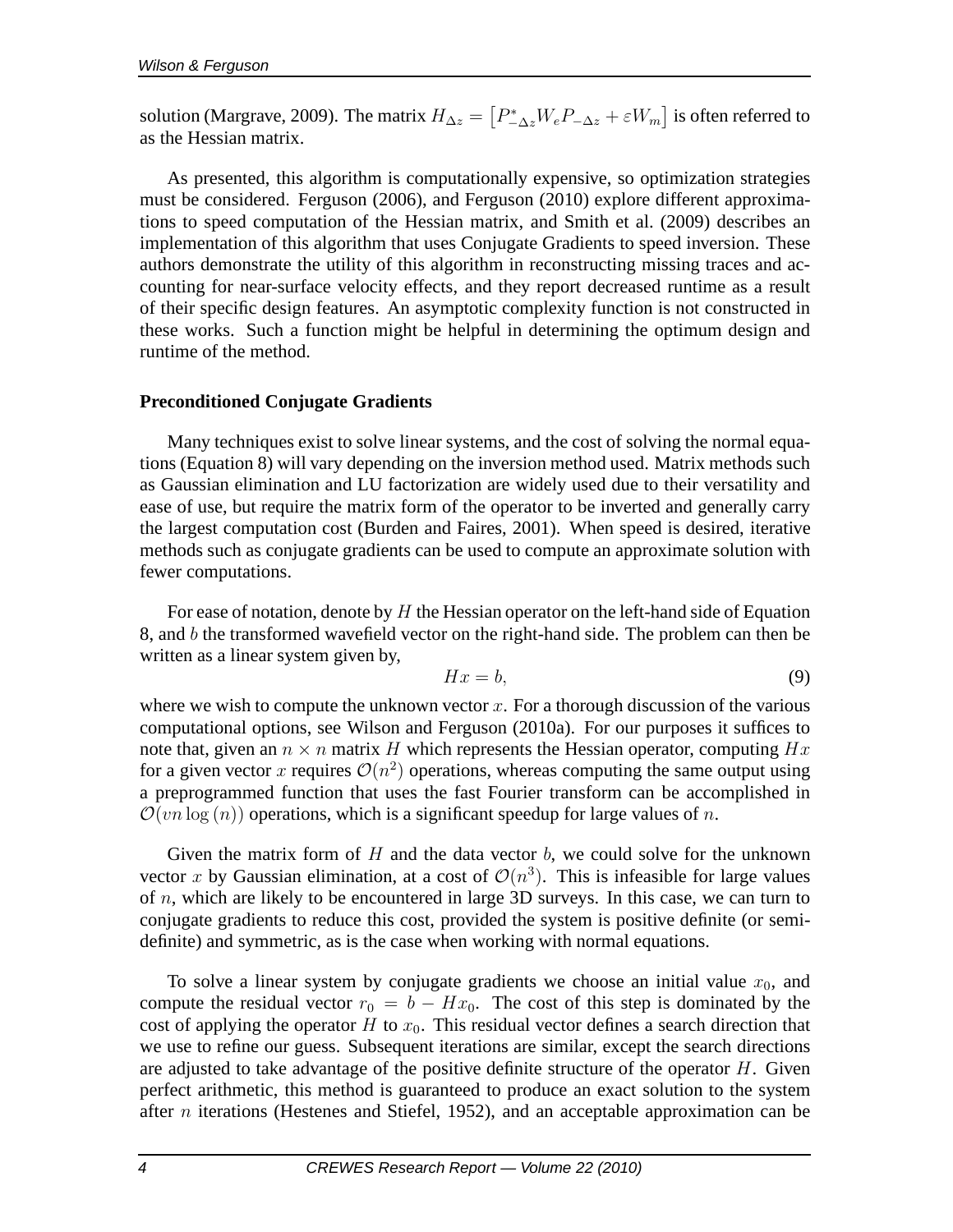solution (Margrave, 2009). The matrix $H_{\Delta z} = \left[P^*_{-\Delta z} W_e P_{-\Delta z} + \varepsilon W_m\right]$ is often referred to as the Hessian matrix.

As presented, this algorithm is computationally expensive, so optimization strategies must be considered. Ferguson (2006), and Ferguson (2010) explore different approximations to speed computation of the Hessian matrix, and Smith et al. (2009) describes an implementation of this algorithm that uses Conjugate Gradients to speed inversion. These authors demonstrate the utility of this algorithm in reconstructing missing traces and accounting for near-surface velocity effects, and they report decreased runtime as a result of their specific design features. An asymptotic complexity function is not constructed in these works. Such a function might be helpful in determining the optimum design and runtime of the method.

### Preconditioned Conjugate Gradients

Many techniques exist to solve linear systems, and the cost of solving the normal equations (Equation 8) will vary depending on the inversion method used. Matrix methods such as Gaussian elimination and LU factorization are widely used due to their versatility and ease of use, but require the matrix form of the operator to be inverted and generally carry the largest computation cost (Burden and Faires, 2001). When speed is desired, iterative methods such as conjugate gradients can be used to compute an approximate solution with fewer computations.

For ease of notation, denote by $H$ the Hessian operator on the left-hand side of Equation 8, and $b$ the transformed wavefield vector on the right-hand side. The problem can then be written as a linear system given by,

$$Hx = b, \tag{9}$$

where we wish to compute the unknown vector $x$. For a thorough discussion of the various computational options, see Wilson and Ferguson (2010a). For our purposes it suffices to note that, given an $n \times n$ matrix $H$ which represents the Hessian operator, computing $Hx$ for a given vector $x$ requires $\mathcal{O}(n^2)$ operations, whereas computing the same output using a preprogrammed function that uses the fast Fourier transform can be accomplished in $\mathcal{O}(vn\log(n))$ operations, which is a significant speedup for large values of $n$.

Given the matrix form of $H$ and the data vector $b$, we could solve for the unknown vector $x$ by Gaussian elimination, at a cost of $\mathcal{O}(n^3)$. This is infeasible for large values of $n$, which are likely to be encountered in large 3D surveys. In this case, we can turn to conjugate gradients to reduce this cost, provided the system is positive definite (or semi-definite) and symmetric, as is the case when working with normal equations.

To solve a linear system by conjugate gradients we choose an initial value $x_0$, and compute the residual vector $r_0 = b - Hx_0$. The cost of this step is dominated by the cost of applying the operator $H$ to $x_0$. This residual vector defines a search direction that we use to refine our guess. Subsequent iterations are similar, except the search directions are adjusted to take advantage of the positive definite structure of the operator $H$. Given perfect arithmetic, this method is guaranteed to produce an exact solution to the system after $n$ iterations (Hestenes and Stiefel, 1952), and an acceptable approximation can be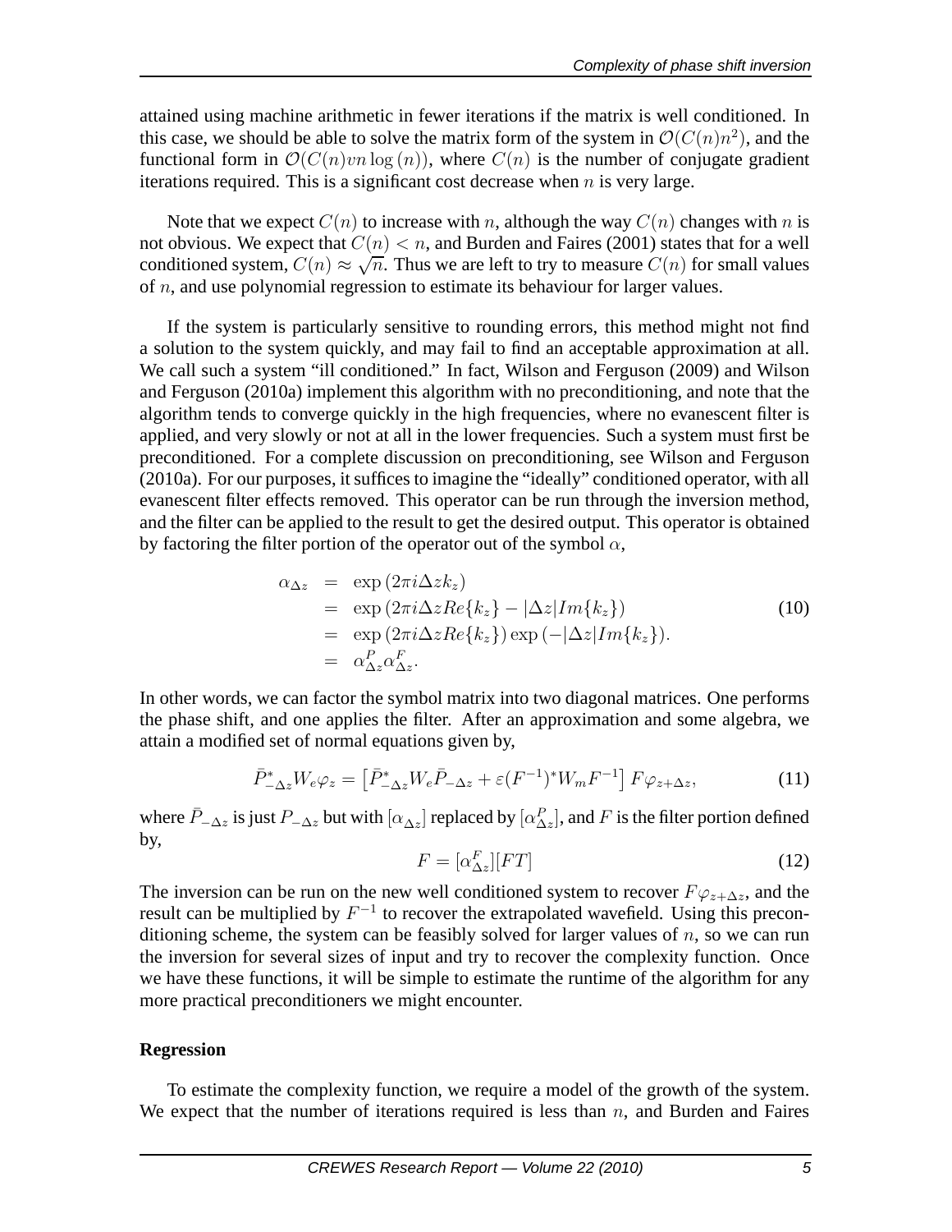attained using machine arithmetic in fewer iterations if the matrix is well conditioned. In this case, we should be able to solve the matrix form of the system in $\mathcal{O}(C(n)n^2)$, and the functional form in $\mathcal{O}(C(n)vn\log(n))$, where $C(n)$ is the number of conjugate gradient iterations required. This is a significant cost decrease when $n$ is very large.

Note that we expect $C(n)$ to increase with $n$, although the way $C(n)$ changes with $n$ is not obvious. We expect that $C(n) < n$, and Burden and Faires (2001) states that for a well conditioned system, $C(n) \approx \sqrt{n}$. Thus we are left to try to measure $C(n)$ for small values of $n$, and use polynomial regression to estimate its behaviour for larger values.

If the system is particularly sensitive to rounding errors, this method might not find a solution to the system quickly, and may fail to find an acceptable approximation at all. We call such a system "ill conditioned." In fact, Wilson and Ferguson (2009) and Wilson and Ferguson (2010a) implement this algorithm with no preconditioning, and note that the algorithm tends to converge quickly in the high frequencies, where no evanescent filter is applied, and very slowly or not at all in the lower frequencies. Such a system must first be preconditioned. For a complete discussion on preconditioning, see Wilson and Ferguson (2010a). For our purposes, it suffices to imagine the "ideally" conditioned operator, with all evanescent filter effects removed. This operator can be run through the inversion method, and the filter can be applied to the result to get the desired output. This operator is obtained by factoring the filter portion of the operator out of the symbol $\alpha$,

$$
\begin{aligned}
\alpha_{\Delta z} &= \exp\left(2\pi i \Delta z k_z\right) \\
&= \exp\left(2\pi i \Delta z Re\{k_z\} - |\Delta z| Im\{k_z\}\right) \\
&= \exp\left(2\pi i \Delta z Re\{k_z\}\right)\exp\left(-|\Delta z| Im\{k_z\}\right). \\
&= \alpha^P_{\Delta z}\alpha^F_{\Delta z}.
\end{aligned} \tag{10}
$$

In other words, we can factor the symbol matrix into two diagonal matrices. One performs the phase shift, and one applies the filter. After an approximation and some algebra, we attain a modified set of normal equations given by,

$$
\bar{P}^*_{-\Delta z} W_e \varphi_z = \left[\bar{P}^*_{-\Delta z} W_e \bar{P}_{-\Delta z} + \varepsilon (F^{-1})^* W_m F^{-1}\right] F \varphi_{z+\Delta z}, \tag{11}
$$

where $\bar{P}_{-\Delta z}$ is just $P_{-\Delta z}$ but with $[\alpha_{\Delta z}]$ replaced by $[\alpha^P_{\Delta z}]$, and $F$ is the filter portion defined by,

$$
F = [\alpha^F_{\Delta z}][FT] \tag{12}
$$

The inversion can be run on the new well conditioned system to recover $F\varphi_{z+\Delta z}$, and the result can be multiplied by $F^{-1}$ to recover the extrapolated wavefield. Using this preconditioning scheme, the system can be feasibly solved for larger values of $n$, so we can run the inversion for several sizes of input and try to recover the complexity function. Once we have these functions, it will be simple to estimate the runtime of the algorithm for any more practical preconditioners we might encounter.

**Regression**

To estimate the complexity function, we require a model of the growth of the system. We expect that the number of iterations required is less than $n$, and Burden and Faires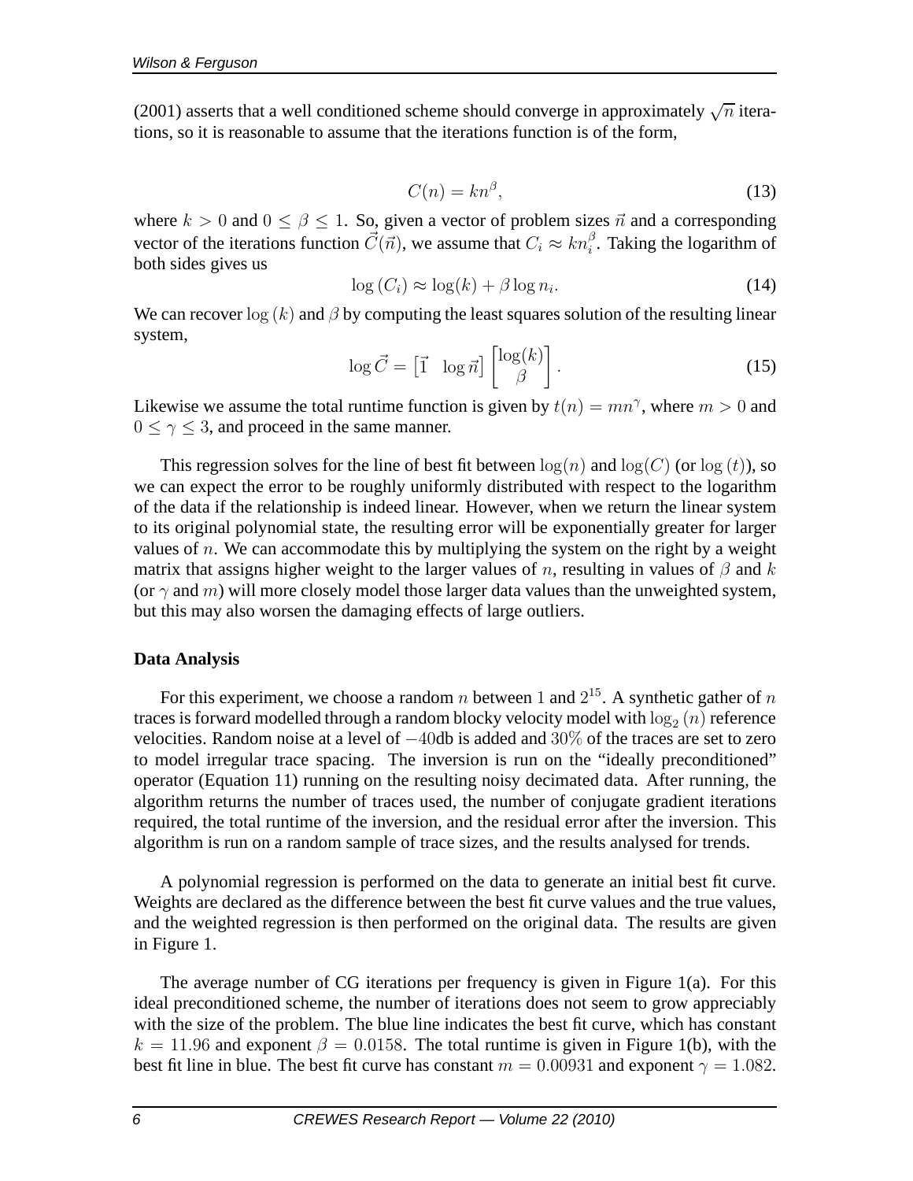(2001) asserts that a well conditioned scheme should converge in approximately $\sqrt{n}$ iterations, so it is reasonable to assume that the iterations function is of the form,

$$C(n) = kn^{\beta}, \tag{13}$$

where $k > 0$ and $0 \leq \beta \leq 1$. So, given a vector of problem sizes $\vec{n}$ and a corresponding vector of the iterations function $\vec{C}(\vec{n})$, we assume that $C_i \approx kn_i^{\beta}$. Taking the logarithm of both sides gives us

$$\log(C_i) \approx \log(k) + \beta \log n_i. \tag{14}$$

We can recover $\log(k)$ and $\beta$ by computing the least squares solution of the resulting linear system,

$$\log \vec{C} = \begin{bmatrix} \vec{1} & \log \vec{n} \end{bmatrix} \begin{bmatrix} \log(k) \\ \beta \end{bmatrix}. \tag{15}$$

Likewise we assume the total runtime function is given by $t(n) = mn^{\gamma}$, where $m > 0$ and $0 \leq \gamma \leq 3$, and proceed in the same manner.

This regression solves for the line of best fit between $\log(n)$ and $\log(C)$ (or $\log(t)$), so we can expect the error to be roughly uniformly distributed with respect to the logarithm of the data if the relationship is indeed linear. However, when we return the linear system to its original polynomial state, the resulting error will be exponentially greater for larger values of $n$. We can accommodate this by multiplying the system on the right by a weight matrix that assigns higher weight to the larger values of $n$, resulting in values of $\beta$ and $k$ (or $\gamma$ and $m$) will more closely model those larger data values than the unweighted system, but this may also worsen the damaging effects of large outliers.

**Data Analysis**

For this experiment, we choose a random $n$ between $1$ and $2^{15}$. A synthetic gather of $n$ traces is forward modelled through a random blocky velocity model with $\log_2(n)$ reference velocities. Random noise at a level of $-40$db is added and $30\%$ of the traces are set to zero to model irregular trace spacing. The inversion is run on the "ideally preconditioned" operator (Equation 11) running on the resulting noisy decimated data. After running, the algorithm returns the number of traces used, the number of conjugate gradient iterations required, the total runtime of the inversion, and the residual error after the inversion. This algorithm is run on a random sample of trace sizes, and the results analysed for trends.

A polynomial regression is performed on the data to generate an initial best fit curve. Weights are declared as the difference between the best fit curve values and the true values, and the weighted regression is then performed on the original data. The results are given in Figure 1.

The average number of CG iterations per frequency is given in Figure 1(a). For this ideal preconditioned scheme, the number of iterations does not seem to grow appreciably with the size of the problem. The blue line indicates the best fit curve, which has constant $k = 11.96$ and exponent $\beta = 0.0158$. The total runtime is given in Figure 1(b), with the best fit line in blue. The best fit curve has constant $m = 0.00931$ and exponent $\gamma = 1.082$.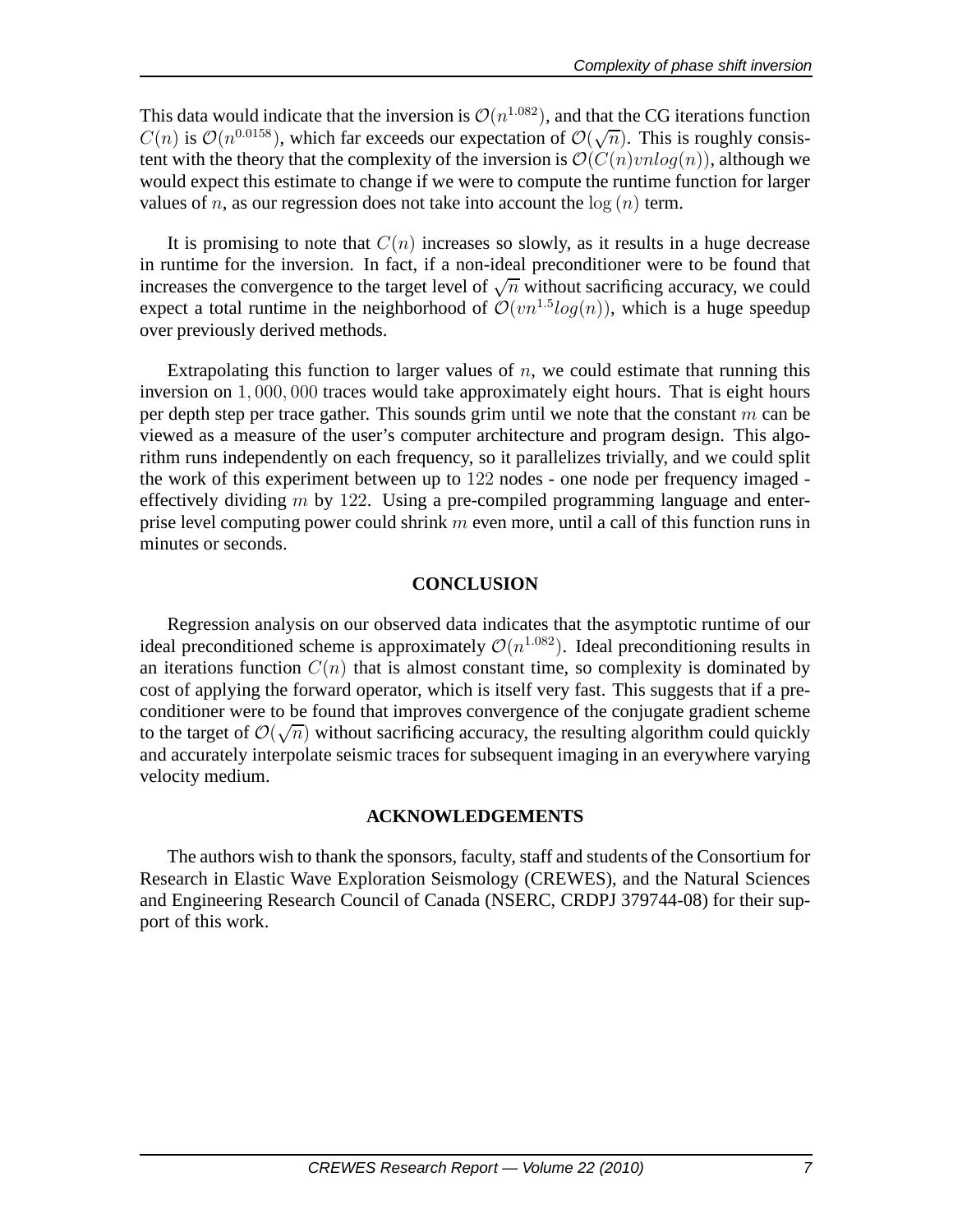This data would indicate that the inversion is $\mathcal{O}(n^{1.082})$, and that the CG iterations function $C(n)$ is $\mathcal{O}(n^{0.0158})$, which far exceeds our expectation of $\mathcal{O}(\sqrt{n})$. This is roughly consistent with the theory that the complexity of the inversion is $\mathcal{O}(C(n)vnlog(n))$, although we would expect this estimate to change if we were to compute the runtime function for larger values of $n$, as our regression does not take into account the $\log(n)$ term.

It is promising to note that $C(n)$ increases so slowly, as it results in a huge decrease in runtime for the inversion. In fact, if a non-ideal preconditioner were to be found that increases the convergence to the target level of $\sqrt{n}$ without sacrificing accuracy, we could expect a total runtime in the neighborhood of $\mathcal{O}(vn^{1.5}log(n))$, which is a huge speedup over previously derived methods.

Extrapolating this function to larger values of $n$, we could estimate that running this inversion on $1,000,000$ traces would take approximately eight hours. That is eight hours per depth step per trace gather. This sounds grim until we note that the constant $m$ can be viewed as a measure of the user's computer architecture and program design. This algorithm runs independently on each frequency, so it parallelizes trivially, and we could split the work of this experiment between up to $122$ nodes - one node per frequency imaged - effectively dividing $m$ by $122$. Using a pre-compiled programming language and enterprise level computing power could shrink $m$ even more, until a call of this function runs in minutes or seconds.

## CONCLUSION

Regression analysis on our observed data indicates that the asymptotic runtime of our ideal preconditioned scheme is approximately $\mathcal{O}(n^{1.082})$. Ideal preconditioning results in an iterations function $C(n)$ that is almost constant time, so complexity is dominated by cost of applying the forward operator, which is itself very fast. This suggests that if a preconditioner were to be found that improves convergence of the conjugate gradient scheme to the target of $\mathcal{O}(\sqrt{n})$ without sacrificing accuracy, the resulting algorithm could quickly and accurately interpolate seismic traces for subsequent imaging in an everywhere varying velocity medium.

## ACKNOWLEDGEMENTS

The authors wish to thank the sponsors, faculty, staff and students of the Consortium for Research in Elastic Wave Exploration Seismology (CREWES), and the Natural Sciences and Engineering Research Council of Canada (NSERC, CRDPJ 379744-08) for their support of this work.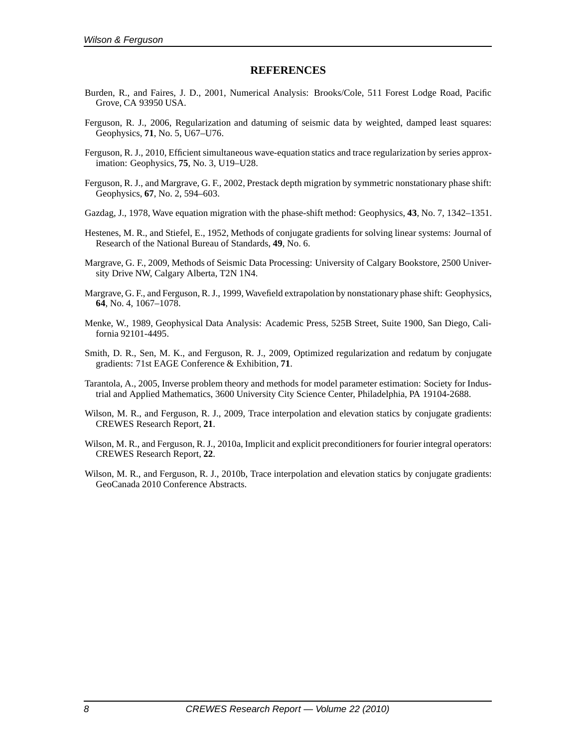## REFERENCES

Burden, R., and Faires, J. D., 2001, Numerical Analysis: Brooks/Cole, 511 Forest Lodge Road, Pacific Grove, CA 93950 USA.

Ferguson, R. J., 2006, Regularization and datuming of seismic data by weighted, damped least squares: Geophysics, **71**, No. 5, U67–U76.

Ferguson, R. J., 2010, Efficient simultaneous wave-equation statics and trace regularization by series approximation: Geophysics, **75**, No. 3, U19–U28.

Ferguson, R. J., and Margrave, G. F., 2002, Prestack depth migration by symmetric nonstationary phase shift: Geophysics, **67**, No. 2, 594–603.

Gazdag, J., 1978, Wave equation migration with the phase-shift method: Geophysics, **43**, No. 7, 1342–1351.

Hestenes, M. R., and Stiefel, E., 1952, Methods of conjugate gradients for solving linear systems: Journal of Research of the National Bureau of Standards, **49**, No. 6.

Margrave, G. F., 2009, Methods of Seismic Data Processing: University of Calgary Bookstore, 2500 University Drive NW, Calgary Alberta, T2N 1N4.

Margrave, G. F., and Ferguson, R. J., 1999, Wavefield extrapolation by nonstationary phase shift: Geophysics, **64**, No. 4, 1067–1078.

Menke, W., 1989, Geophysical Data Analysis: Academic Press, 525B Street, Suite 1900, San Diego, California 92101-4495.

Smith, D. R., Sen, M. K., and Ferguson, R. J., 2009, Optimized regularization and redatum by conjugate gradients: 71st EAGE Conference & Exhibition, **71**.

Tarantola, A., 2005, Inverse problem theory and methods for model parameter estimation: Society for Industrial and Applied Mathematics, 3600 University City Science Center, Philadelphia, PA 19104-2688.

Wilson, M. R., and Ferguson, R. J., 2009, Trace interpolation and elevation statics by conjugate gradients: CREWES Research Report, **21**.

Wilson, M. R., and Ferguson, R. J., 2010a, Implicit and explicit preconditioners for fourier integral operators: CREWES Research Report, **22**.

Wilson, M. R., and Ferguson, R. J., 2010b, Trace interpolation and elevation statics by conjugate gradients: GeoCanada 2010 Conference Abstracts.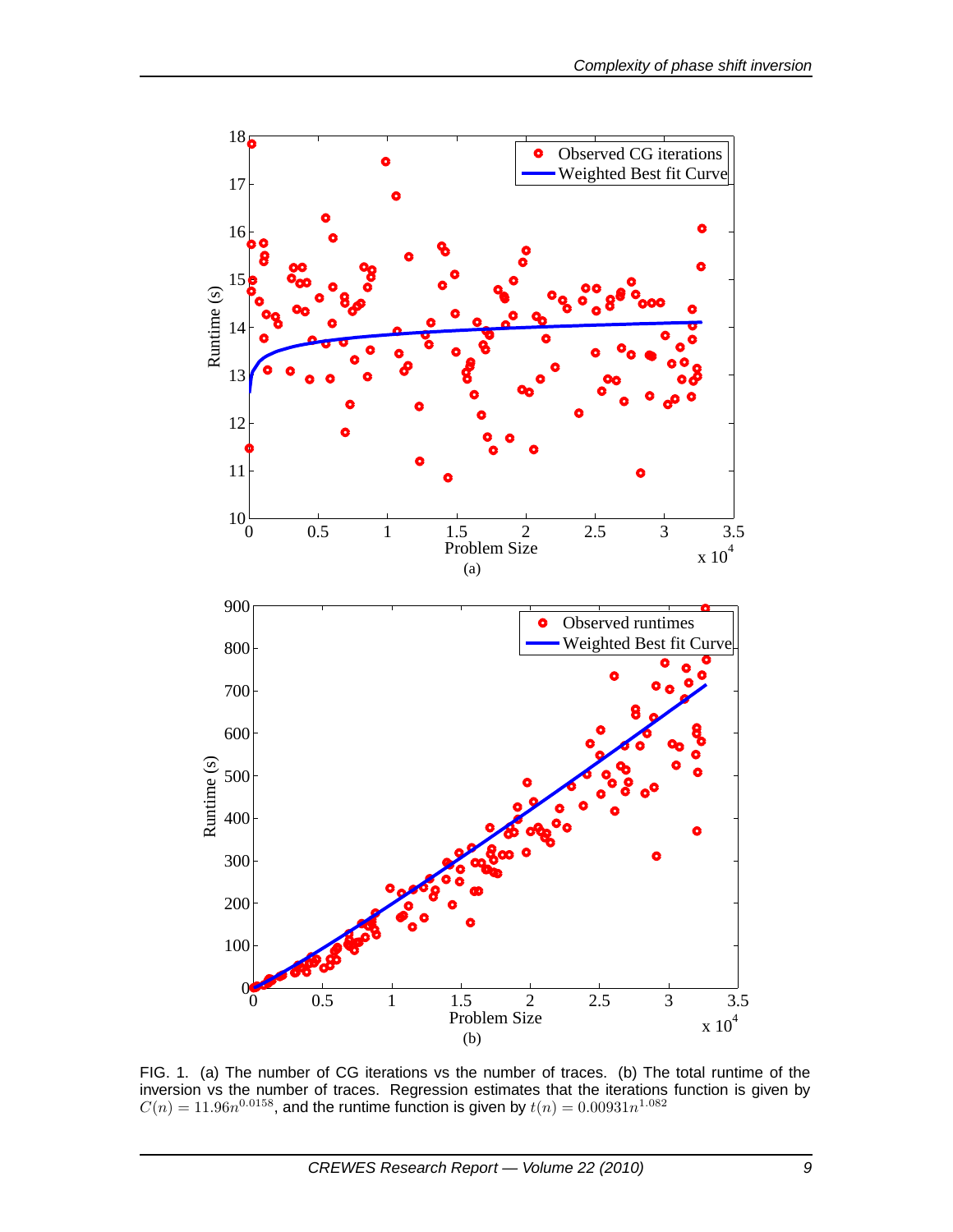18
17
16
15
14
13
12
11
10
Runtime (s)
0
0.5
1
1.5
2
2.5
3
3.5
Problem Size
x 10^4
Observed CG iterations
Weighted Best fit Curve
(a)

900
800
700
600
500
400
300
200
100
0
Runtime (s)
0
0.5
1
1.5
2
2.5
3
3.5
Problem Size
x 10^4
Observed runtimes
Weighted Best fit Curve
(b)

FIG. 1. (a) The number of CG iterations vs the number of traces. (b) The total runtime of the inversion vs the number of traces. Regression estimates that the iterations function is given by $C(n) = 11.96n^{0.0158}$, and the runtime function is given by $t(n) = 0.00931n^{1.082}$